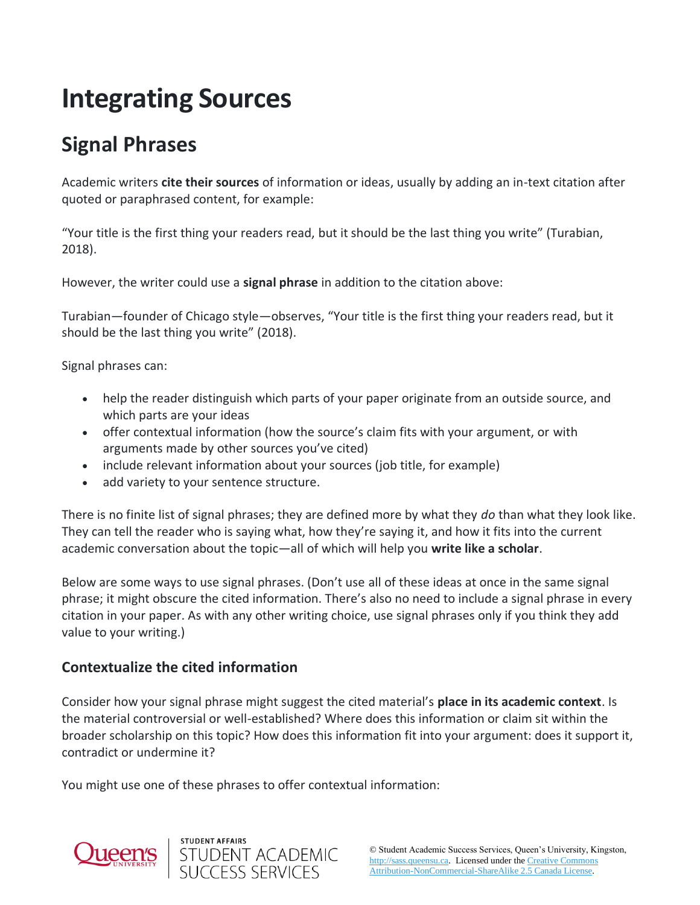# Integrating Sources

## Signal Phrases

Academic writers **cite their sources** of information or ideas, usually by adding an in-text citation after quoted or paraphrased content, for example:

"Your title is the first thing your readers read, but it should be the last thing you write" (Turabian, 2018).

However, the writer could use a **signal phrase** in addition to the citation above:

Turabian—founder of Chicago style—observes, "Your title is the first thing your readers read, but it should be the last thing you write" (2018).

Signal phrases can:

- help the reader distinguish which parts of your paper originate from an outside source, and which parts are your ideas
- offer contextual information (how the source's claim fits with your argument, or with arguments made by other sources you've cited)
- include relevant information about your sources (job title, for example)
- add variety to your sentence structure.

There is no finite list of signal phrases; they are defined more by what they *do* than what they look like. They can tell the reader who is saying what, how they're saying it, and how it fits into the current academic conversation about the topic—all of which will help you **write like a scholar**.

Below are some ways to use signal phrases. (Don't use all of these ideas at once in the same signal phrase; it might obscure the cited information. There's also no need to include a signal phrase in every citation in your paper. As with any other writing choice, use signal phrases only if you think they add value to your writing.)

### Contextualize the cited information

Consider how your signal phrase might suggest the cited material's **place in its academic context**. Is the material controversial or well-established? Where does this information or claim sit within the broader scholarship on this topic? How does this information fit into your argument: does it support it, contradict or undermine it?

You might use one of these phrases to offer contextual information: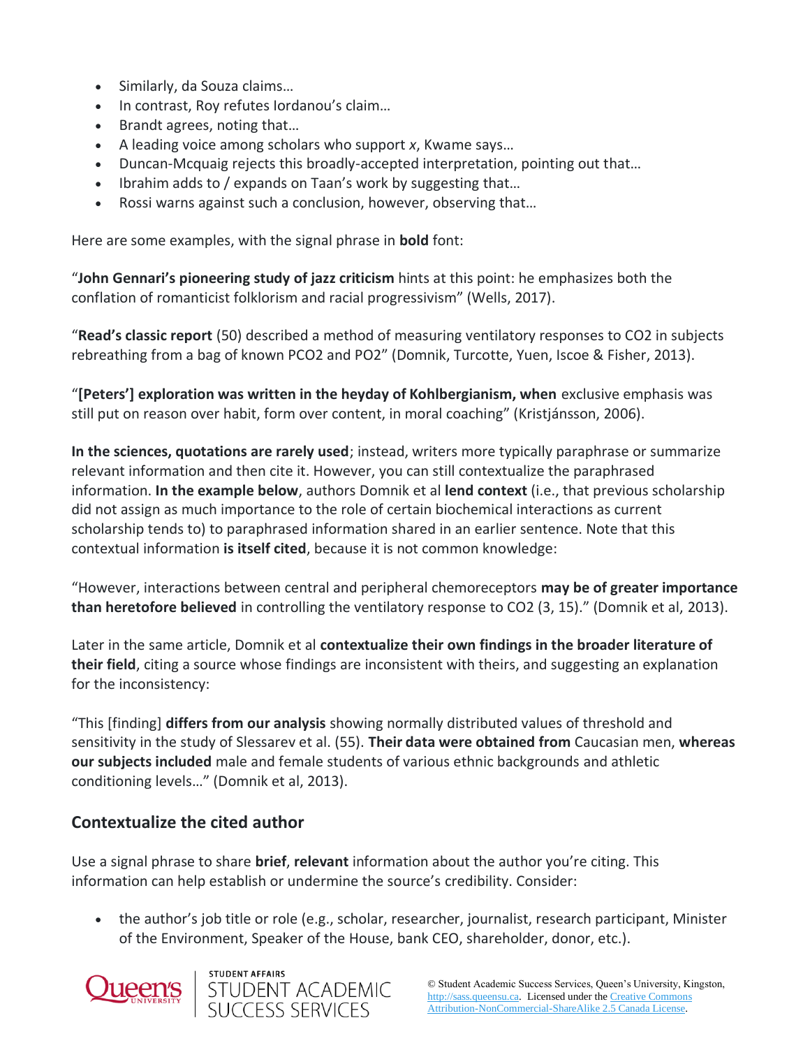- Similarly, da Souza claims…
- In contrast, Roy refutes Iordanou's claim…
- Brandt agrees, noting that…
- A leading voice among scholars who support *x*, Kwame says…
- Duncan-Mcquaig rejects this broadly-accepted interpretation, pointing out that…
- Ibrahim adds to / expands on Taan's work by suggesting that…
- Rossi warns against such a conclusion, however, observing that…

Here are some examples, with the signal phrase in **bold** font:

"**John Gennari's pioneering study of jazz criticism** hints at this point: he emphasizes both the conflation of romanticist folklorism and racial progressivism" (Wells, 2017).

"**Read's classic report** (50) described a method of measuring ventilatory responses to $CO_2$ in subjects rebreathing from a bag of known $PCO_2$ and $PO_2$" (Domnik, Turcotte, Yuen, Iscoe & Fisher, 2013).

"**[Peters'] exploration was written in the heyday of Kohlbergianism, when** exclusive emphasis was still put on reason over habit, form over content, in moral coaching" (Kristjánsson, 2006).

**In the sciences, quotations are rarely used**; instead, writers more typically paraphrase or summarize relevant information and then cite it. However, you can still contextualize the paraphrased information. **In the example below**, authors Domnik et al **lend context** (i.e., that previous scholarship did not assign as much importance to the role of certain biochemical interactions as current scholarship tends to) to paraphrased information shared in an earlier sentence. Note that this contextual information **is itself cited**, because it is not common knowledge:

"However, interactions between central and peripheral chemoreceptors **may be of greater importance than heretofore believed** in controlling the ventilatory response to $CO_2$ (3, 15)." (Domnik et al, 2013).

Later in the same article, Domnik et al **contextualize their own findings in the broader literature of their field**, citing a source whose findings are inconsistent with theirs, and suggesting an explanation for the inconsistency:

"This [finding] **differs from our analysis** showing normally distributed values of threshold and sensitivity in the study of Slessarev et al. (55). **Their data were obtained from** Caucasian men, **whereas our subjects included** male and female students of various ethnic backgrounds and athletic conditioning levels…" (Domnik et al, 2013).

## Contextualize the cited author

Use a signal phrase to share **brief**, **relevant** information about the author you're citing. This information can help establish or undermine the source's credibility. Consider:

- the author's job title or role (e.g., scholar, researcher, journalist, research participant, Minister of the Environment, Speaker of the House, bank CEO, shareholder, donor, etc.).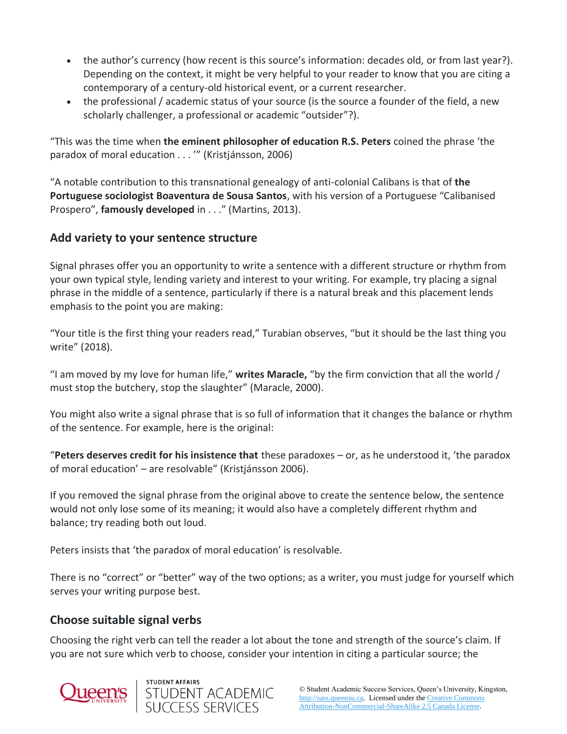- the author's currency (how recent is this source's information: decades old, or from last year?). Depending on the context, it might be very helpful to your reader to know that you are citing a contemporary of a century-old historical event, or a current researcher.
- the professional / academic status of your source (is the source a founder of the field, a new scholarly challenger, a professional or academic "outsider"?).

"This was the time when **the eminent philosopher of education R.S. Peters** coined the phrase 'the paradox of moral education . . . '" (Kristjánsson, 2006)

"A notable contribution to this transnational genealogy of anti-colonial Calibans is that of **the Portuguese sociologist Boaventura de Sousa Santos**, with his version of a Portuguese "Calibanised Prospero", **famously developed** in . . ." (Martins, 2013).

## Add variety to your sentence structure

Signal phrases offer you an opportunity to write a sentence with a different structure or rhythm from your own typical style, lending variety and interest to your writing. For example, try placing a signal phrase in the middle of a sentence, particularly if there is a natural break and this placement lends emphasis to the point you are making:

"Your title is the first thing your readers read," Turabian observes, "but it should be the last thing you write" (2018).

"I am moved by my love for human life," **writes Maracle,** "by the firm conviction that all the world / must stop the butchery, stop the slaughter" (Maracle, 2000).

You might also write a signal phrase that is so full of information that it changes the balance or rhythm of the sentence. For example, here is the original:

"**Peters deserves credit for his insistence that** these paradoxes – or, as he understood it, 'the paradox of moral education' – are resolvable" (Kristjánsson 2006).

If you removed the signal phrase from the original above to create the sentence below, the sentence would not only lose some of its meaning; it would also have a completely different rhythm and balance; try reading both out loud.

Peters insists that 'the paradox of moral education' is resolvable.

There is no "correct" or "better" way of the two options; as a writer, you must judge for yourself which serves your writing purpose best.

## Choose suitable signal verbs

Choosing the right verb can tell the reader a lot about the tone and strength of the source's claim. If you are not sure which verb to choose, consider your intention in citing a particular source; the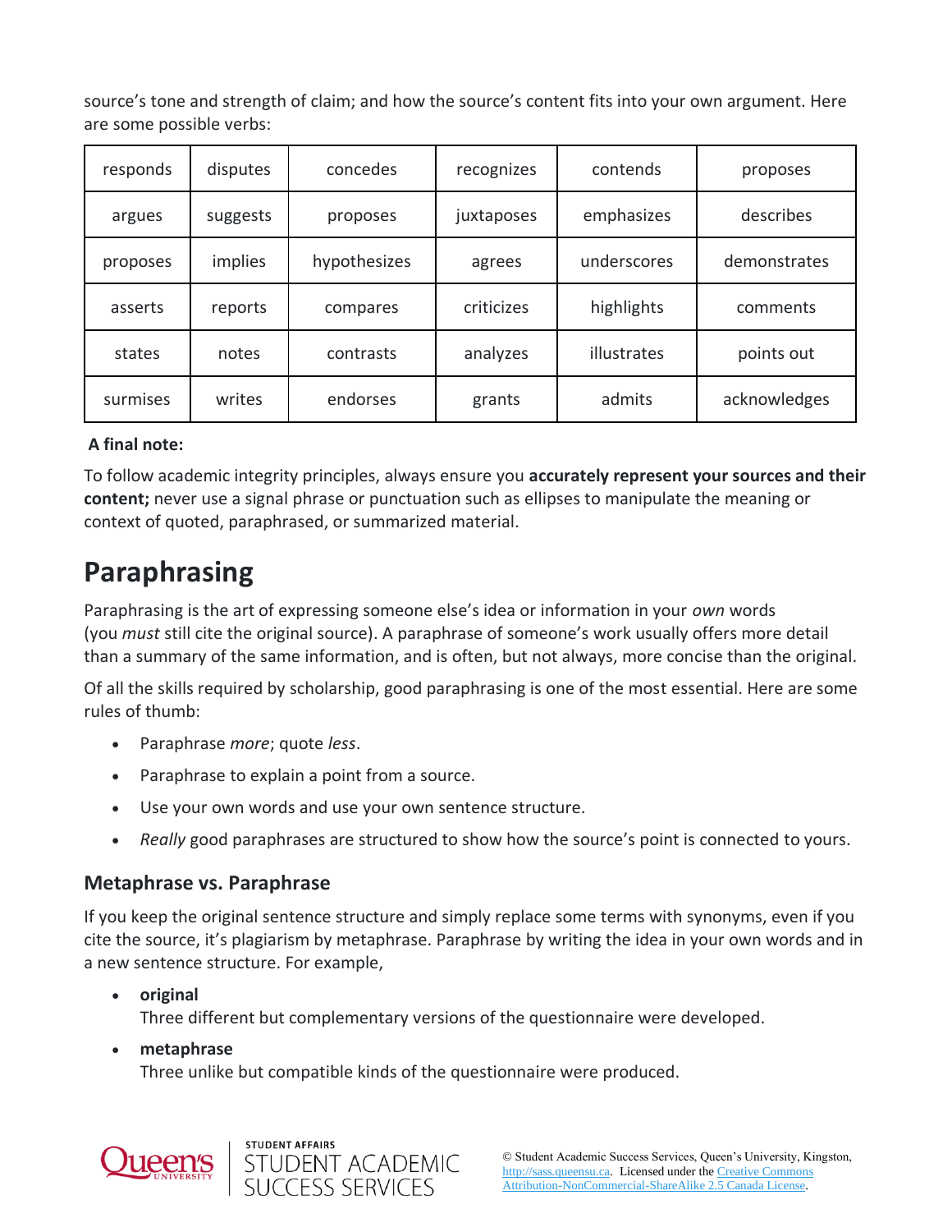source's tone and strength of claim; and how the source's content fits into your own argument. Here are some possible verbs:

| responds | disputes | concedes | recognizes | contends | proposes |
|---|---|---|---|---|---|
| argues | suggests | proposes | juxtaposes | emphasizes | describes |
| proposes | implies | hypothesizes | agrees | underscores | demonstrates |
| asserts | reports | compares | criticizes | highlights | comments |
| states | notes | contrasts | analyzes | illustrates | points out |
| surmises | writes | endorses | grants | admits | acknowledges |

**A final note:**

To follow academic integrity principles, always ensure you **accurately represent your sources and their content;** never use a signal phrase or punctuation such as ellipses to manipulate the meaning or context of quoted, paraphrased, or summarized material.

# Paraphrasing

Paraphrasing is the art of expressing someone else's idea or information in your *own* words (you *must* still cite the original source). A paraphrase of someone's work usually offers more detail than a summary of the same information, and is often, but not always, more concise than the original.

Of all the skills required by scholarship, good paraphrasing is one of the most essential. Here are some rules of thumb:

- Paraphrase *more*; quote *less*.
- Paraphrase to explain a point from a source.
- Use your own words and use your own sentence structure.
- *Really* good paraphrases are structured to show how the source's point is connected to yours.

## Metaphrase vs. Paraphrase

If you keep the original sentence structure and simply replace some terms with synonyms, even if you cite the source, it's plagiarism by metaphrase. Paraphrase by writing the idea in your own words and in a new sentence structure. For example,

- **original**
  Three different but complementary versions of the questionnaire were developed.
- **metaphrase**
  Three unlike but compatible kinds of the questionnaire were produced.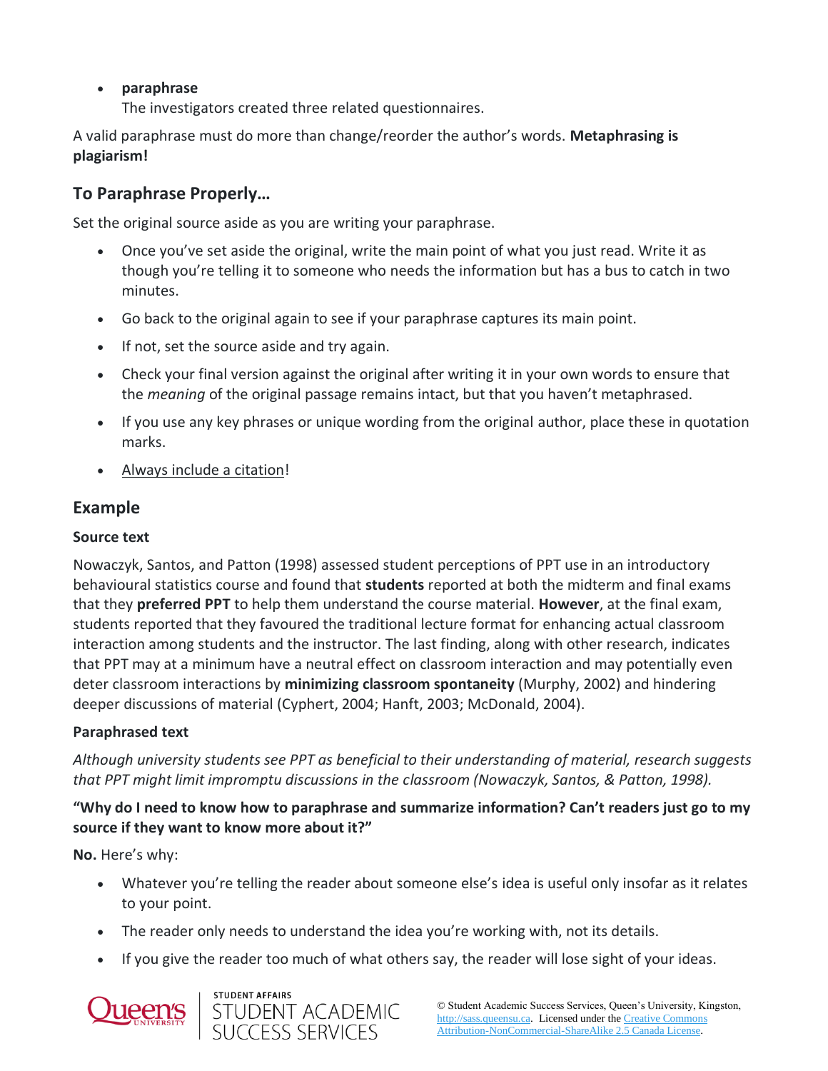- **paraphrase**
  The investigators created three related questionnaires.

A valid paraphrase must do more than change/reorder the author's words. **Metaphrasing is plagiarism!**

## To Paraphrase Properly…

Set the original source aside as you are writing your paraphrase.

- Once you've set aside the original, write the main point of what you just read. Write it as though you're telling it to someone who needs the information but has a bus to catch in two minutes.
- Go back to the original again to see if your paraphrase captures its main point.
- If not, set the source aside and try again.
- Check your final version against the original after writing it in your own words to ensure that the *meaning* of the original passage remains intact, but that you haven't metaphrased.
- If you use any key phrases or unique wording from the original author, place these in quotation marks.
- Always include a citation!

## Example

### Source text

Nowaczyk, Santos, and Patton (1998) assessed student perceptions of PPT use in an introductory behavioural statistics course and found that **students** reported at both the midterm and final exams that they **preferred PPT** to help them understand the course material. **However**, at the final exam, students reported that they favoured the traditional lecture format for enhancing actual classroom interaction among students and the instructor. The last finding, along with other research, indicates that PPT may at a minimum have a neutral effect on classroom interaction and may potentially even deter classroom interactions by **minimizing classroom spontaneity** (Murphy, 2002) and hindering deeper discussions of material (Cyphert, 2004; Hanft, 2003; McDonald, 2004).

### Paraphrased text

*Although university students see PPT as beneficial to their understanding of material, research suggests that PPT might limit impromptu discussions in the classroom (Nowaczyk, Santos, & Patton, 1998).*

**"Why do I need to know how to paraphrase and summarize information? Can't readers just go to my source if they want to know more about it?"**

**No.** Here's why:

- Whatever you're telling the reader about someone else's idea is useful only insofar as it relates to your point.
- The reader only needs to understand the idea you're working with, not its details.
- If you give the reader too much of what others say, the reader will lose sight of your ideas.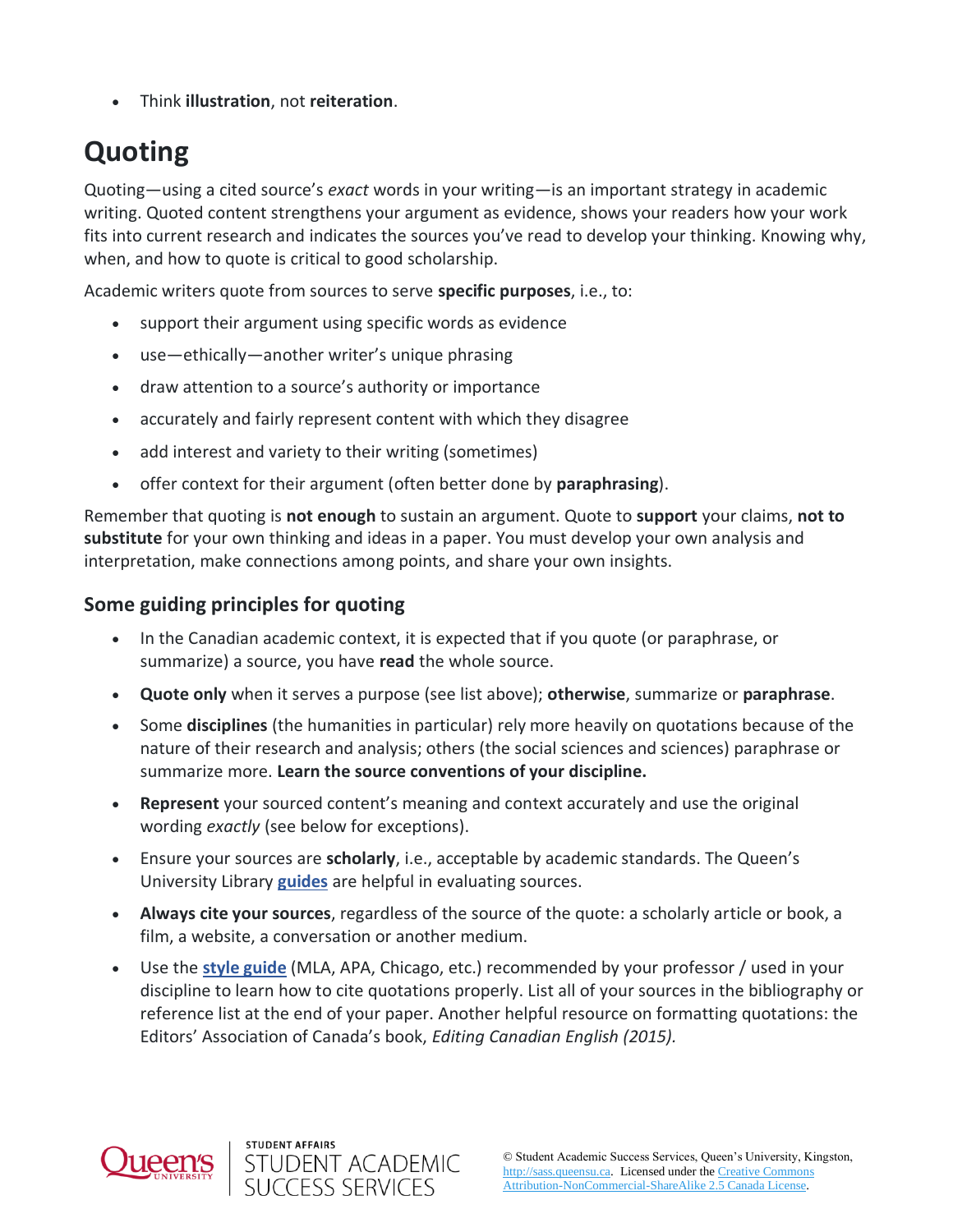- Think **illustration**, not **reiteration**.

# Quoting

Quoting—using a cited source's *exact* words in your writing—is an important strategy in academic writing. Quoted content strengthens your argument as evidence, shows your readers how your work fits into current research and indicates the sources you've read to develop your thinking. Knowing why, when, and how to quote is critical to good scholarship.

Academic writers quote from sources to serve **specific purposes**, i.e., to:

- support their argument using specific words as evidence
- use—ethically—another writer's unique phrasing
- draw attention to a source's authority or importance
- accurately and fairly represent content with which they disagree
- add interest and variety to their writing (sometimes)
- offer context for their argument (often better done by **paraphrasing**).

Remember that quoting is **not enough** to sustain an argument. Quote to **support** your claims, **not to substitute** for your own thinking and ideas in a paper. You must develop your own analysis and interpretation, make connections among points, and share your own insights.

## Some guiding principles for quoting

- In the Canadian academic context, it is expected that if you quote (or paraphrase, or summarize) a source, you have **read** the whole source.
- **Quote only** when it serves a purpose (see list above); **otherwise**, summarize or **paraphrase**.
- Some **disciplines** (the humanities in particular) rely more heavily on quotations because of the nature of their research and analysis; others (the social sciences and sciences) paraphrase or summarize more. **Learn the source conventions of your discipline.**
- **Represent** your sourced content's meaning and context accurately and use the original wording *exactly* (see below for exceptions).
- Ensure your sources are **scholarly**, i.e., acceptable by academic standards. The Queen's University Library **guides** are helpful in evaluating sources.
- **Always cite your sources**, regardless of the source of the quote: a scholarly article or book, a film, a website, a conversation or another medium.
- Use the **style guide** (MLA, APA, Chicago, etc.) recommended by your professor / used in your discipline to learn how to cite quotations properly. List all of your sources in the bibliography or reference list at the end of your paper. Another helpful resource on formatting quotations: the Editors' Association of Canada's book, *Editing Canadian English (2015).*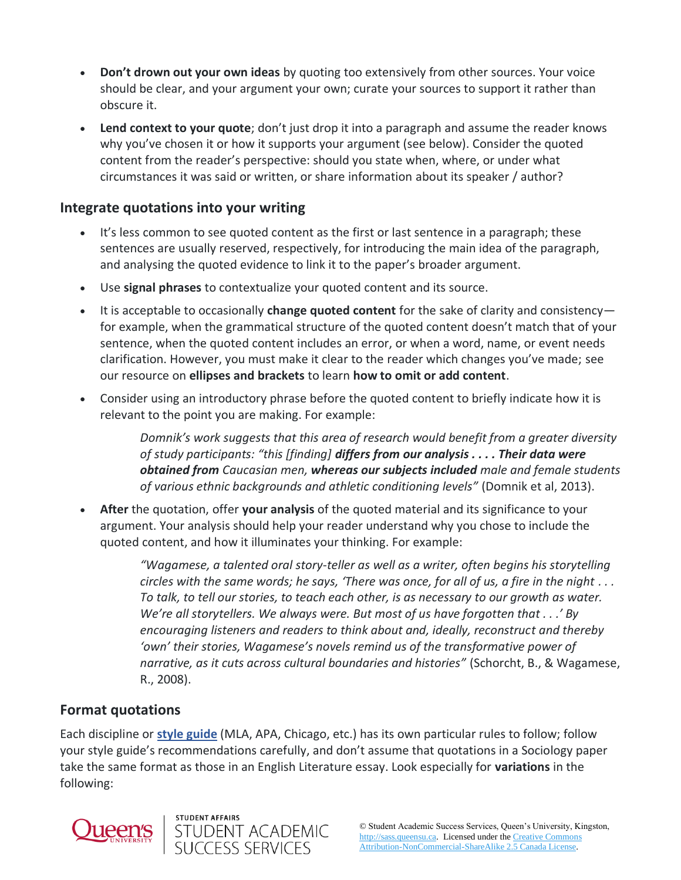- **Don't drown out your own ideas** by quoting too extensively from other sources. Your voice should be clear, and your argument your own; curate your sources to support it rather than obscure it.
- **Lend context to your quote**; don't just drop it into a paragraph and assume the reader knows why you've chosen it or how it supports your argument (see below). Consider the quoted content from the reader's perspective: should you state when, where, or under what circumstances it was said or written, or share information about its speaker / author?

## Integrate quotations into your writing

- It's less common to see quoted content as the first or last sentence in a paragraph; these sentences are usually reserved, respectively, for introducing the main idea of the paragraph, and analysing the quoted evidence to link it to the paper's broader argument.
- Use **signal phrases** to contextualize your quoted content and its source.
- It is acceptable to occasionally **change quoted content** for the sake of clarity and consistency—for example, when the grammatical structure of the quoted content doesn't match that of your sentence, when the quoted content includes an error, or when a word, name, or event needs clarification. However, you must make it clear to the reader which changes you've made; see our resource on **ellipses and brackets** to learn **how to omit or add content**.
- Consider using an introductory phrase before the quoted content to briefly indicate how it is relevant to the point you are making. For example:

  > *Domnik's work suggests that this area of research would benefit from a greater diversity of study participants: "this [finding]* ***differs from our analysis . . . . Their data were obtained from*** *Caucasian men,* ***whereas our subjects included*** *male and female students of various ethnic backgrounds and athletic conditioning levels"* (Domnik et al, 2013).

- **After** the quotation, offer **your analysis** of the quoted material and its significance to your argument. Your analysis should help your reader understand why you chose to include the quoted content, and how it illuminates your thinking. For example:

  > *"Wagamese, a talented oral story-teller as well as a writer, often begins his storytelling circles with the same words; he says, 'There was once, for all of us, a fire in the night . . . To talk, to tell our stories, to teach each other, is as necessary to our growth as water. We're all storytellers. We always were. But most of us have forgotten that . . .' By encouraging listeners and readers to think about and, ideally, reconstruct and thereby 'own' their stories, Wagamese's novels remind us of the transformative power of narrative, as it cuts across cultural boundaries and histories"* (Schorcht, B., & Wagamese, R., 2008).

## Format quotations

Each discipline or **style guide** (MLA, APA, Chicago, etc.) has its own particular rules to follow; follow your style guide's recommendations carefully, and don't assume that quotations in a Sociology paper take the same format as those in an English Literature essay. Look especially for **variations** in the following: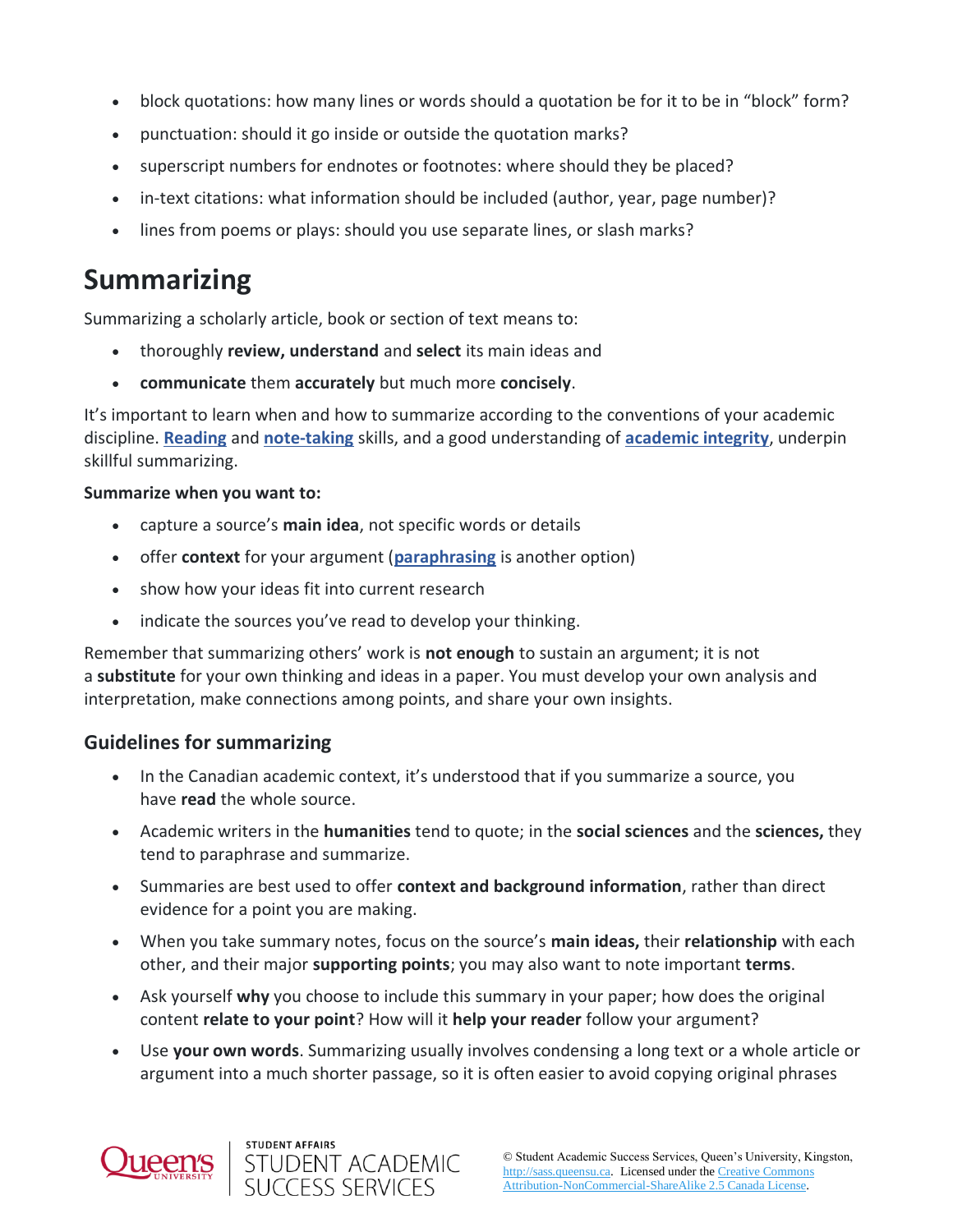- block quotations: how many lines or words should a quotation be for it to be in "block" form?
- punctuation: should it go inside or outside the quotation marks?
- superscript numbers for endnotes or footnotes: where should they be placed?
- in-text citations: what information should be included (author, year, page number)?
- lines from poems or plays: should you use separate lines, or slash marks?

# Summarizing

Summarizing a scholarly article, book or section of text means to:

- thoroughly **review, understand** and **select** its main ideas and
- **communicate** them **accurately** but much more **concisely**.

It's important to learn when and how to summarize according to the conventions of your academic discipline. **Reading** and **note-taking** skills, and a good understanding of **academic integrity**, underpin skillful summarizing.

**Summarize when you want to:**

- capture a source's **main idea**, not specific words or details
- offer **context** for your argument (**paraphrasing** is another option)
- show how your ideas fit into current research
- indicate the sources you've read to develop your thinking.

Remember that summarizing others' work is **not enough** to sustain an argument; it is not a **substitute** for your own thinking and ideas in a paper. You must develop your own analysis and interpretation, make connections among points, and share your own insights.

## Guidelines for summarizing

- In the Canadian academic context, it's understood that if you summarize a source, you have **read** the whole source.
- Academic writers in the **humanities** tend to quote; in the **social sciences** and the **sciences,** they tend to paraphrase and summarize.
- Summaries are best used to offer **context and background information**, rather than direct evidence for a point you are making.
- When you take summary notes, focus on the source's **main ideas,** their **relationship** with each other, and their major **supporting points**; you may also want to note important **terms**.
- Ask yourself **why** you choose to include this summary in your paper; how does the original content **relate to your point**? How will it **help your reader** follow your argument?
- Use **your own words**. Summarizing usually involves condensing a long text or a whole article or argument into a much shorter passage, so it is often easier to avoid copying original phrases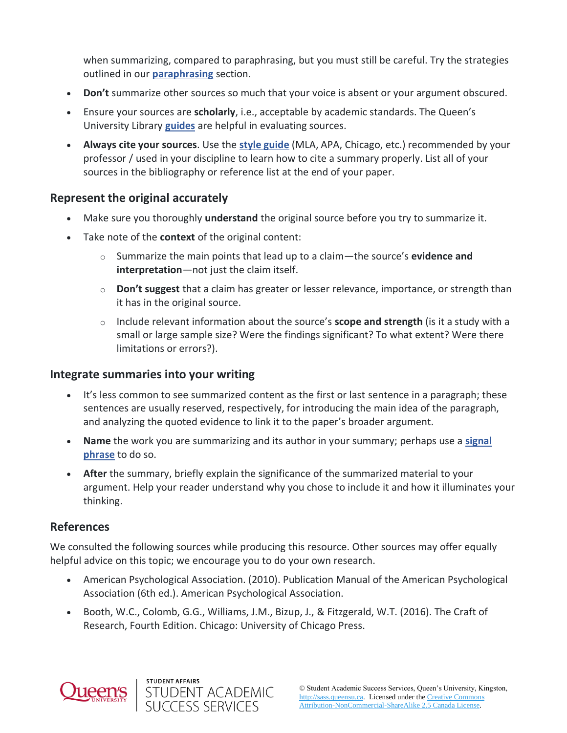when summarizing, compared to paraphrasing, but you must still be careful. Try the strategies outlined in our **paraphrasing** section.

- **Don't** summarize other sources so much that your voice is absent or your argument obscured.
- Ensure your sources are **scholarly**, i.e., acceptable by academic standards. The Queen's University Library **guides** are helpful in evaluating sources.
- **Always cite your sources**. Use the **style guide** (MLA, APA, Chicago, etc.) recommended by your professor / used in your discipline to learn how to cite a summary properly. List all of your sources in the bibliography or reference list at the end of your paper.

## Represent the original accurately

- Make sure you thoroughly **understand** the original source before you try to summarize it.
- Take note of the **context** of the original content:
  - Summarize the main points that lead up to a claim—the source's **evidence and interpretation**—not just the claim itself.
  - **Don't suggest** that a claim has greater or lesser relevance, importance, or strength than it has in the original source.
  - Include relevant information about the source's **scope and strength** (is it a study with a small or large sample size? Were the findings significant? To what extent? Were there limitations or errors?).

## Integrate summaries into your writing

- It's less common to see summarized content as the first or last sentence in a paragraph; these sentences are usually reserved, respectively, for introducing the main idea of the paragraph, and analyzing the quoted evidence to link it to the paper's broader argument.
- **Name** the work you are summarizing and its author in your summary; perhaps use a **signal phrase** to do so.
- **After** the summary, briefly explain the significance of the summarized material to your argument. Help your reader understand why you chose to include it and how it illuminates your thinking.

## References

We consulted the following sources while producing this resource. Other sources may offer equally helpful advice on this topic; we encourage you to do your own research.

- American Psychological Association. (2010). Publication Manual of the American Psychological Association (6th ed.). American Psychological Association.
- Booth, W.C., Colomb, G.G., Williams, J.M., Bizup, J., & Fitzgerald, W.T. (2016). The Craft of Research, Fourth Edition. Chicago: University of Chicago Press.

© Student Academic Success Services, Queen's University, Kingston, http://sass.queensu.ca. Licensed under the Creative Commons Attribution-NonCommercial-ShareAlike 2.5 Canada License.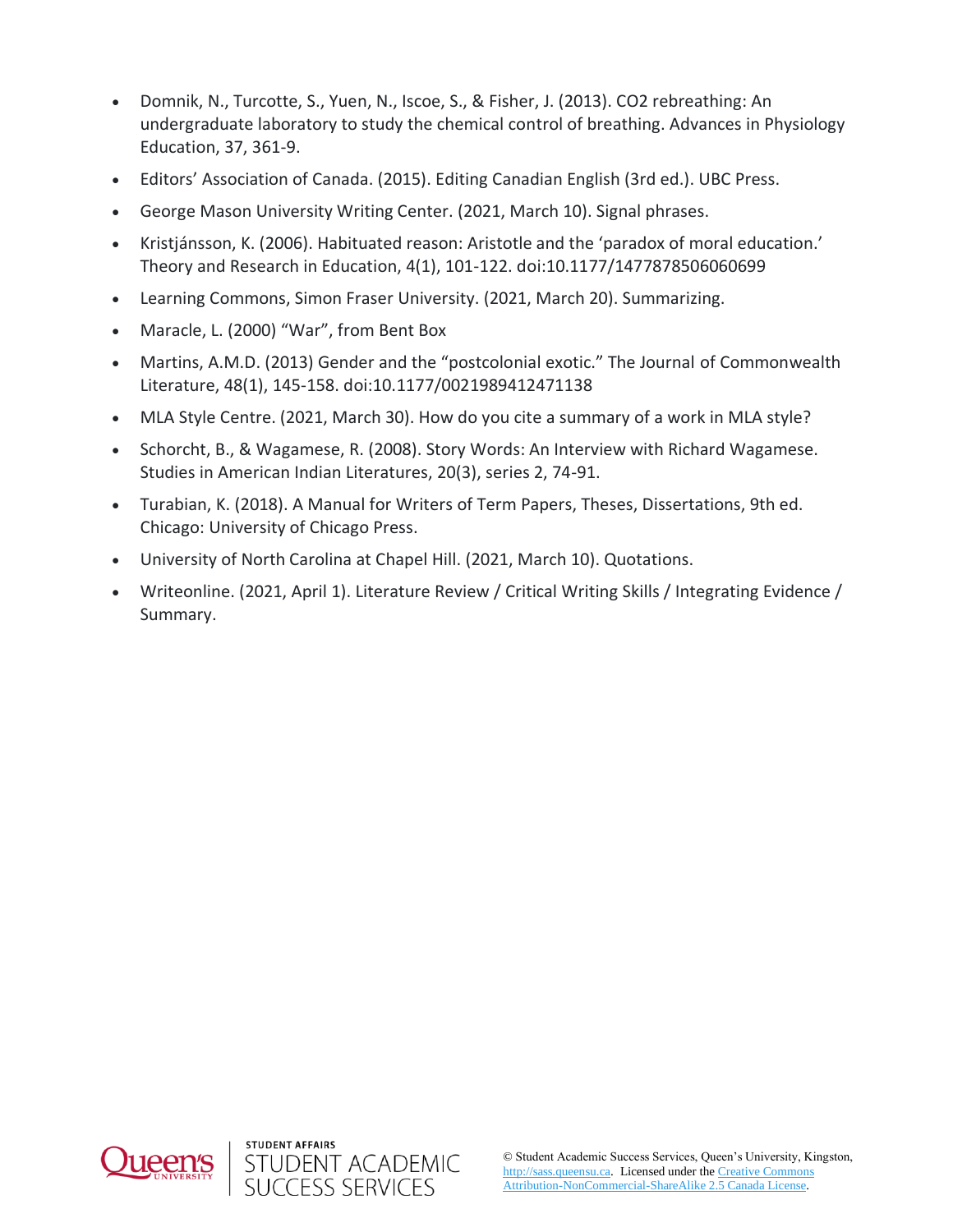- Domnik, N., Turcotte, S., Yuen, N., Iscoe, S., & Fisher, J. (2013). $CO_2$ rebreathing: An undergraduate laboratory to study the chemical control of breathing. Advances in Physiology Education, 37, 361-9.
- Editors' Association of Canada. (2015). Editing Canadian English (3rd ed.). UBC Press.
- George Mason University Writing Center. (2021, March 10). Signal phrases.
- Kristjánsson, K. (2006). Habituated reason: Aristotle and the 'paradox of moral education.' Theory and Research in Education, 4(1), 101-122. doi:10.1177/1477878506060699
- Learning Commons, Simon Fraser University. (2021, March 20). Summarizing.
- Maracle, L. (2000) "War", from Bent Box
- Martins, A.M.D. (2013) Gender and the "postcolonial exotic." The Journal of Commonwealth Literature, 48(1), 145-158. doi:10.1177/0021989412471138
- MLA Style Centre. (2021, March 30). How do you cite a summary of a work in MLA style?
- Schorcht, B., & Wagamese, R. (2008). Story Words: An Interview with Richard Wagamese. Studies in American Indian Literatures, 20(3), series 2, 74-91.
- Turabian, K. (2018). A Manual for Writers of Term Papers, Theses, Dissertations, 9th ed. Chicago: University of Chicago Press.
- University of North Carolina at Chapel Hill. (2021, March 10). Quotations.
- Writeonline. (2021, April 1). Literature Review / Critical Writing Skills / Integrating Evidence / Summary.

© Student Academic Success Services, Queen's University, Kingston, http://sass.queensu.ca. Licensed under the Creative Commons Attribution-NonCommercial-ShareAlike 2.5 Canada License.